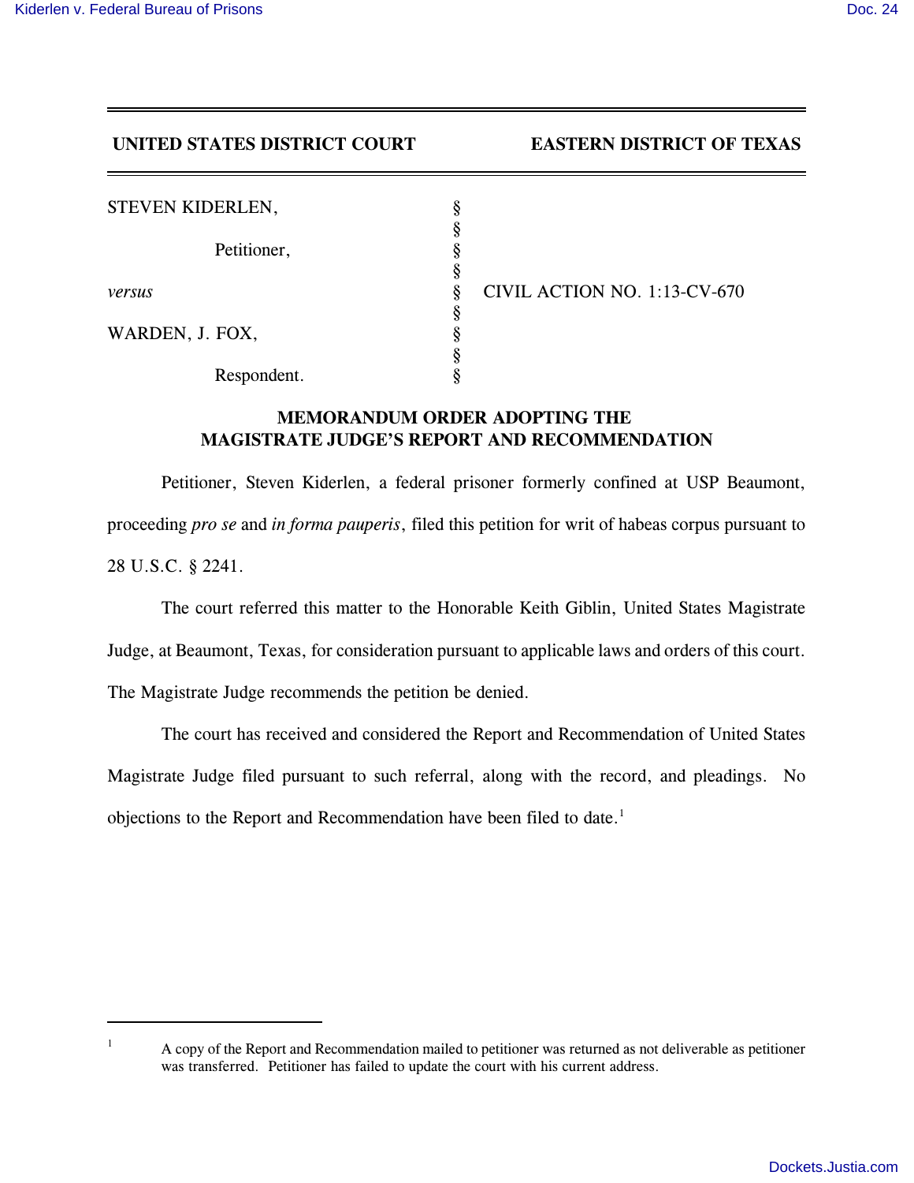**UNITED STATES DISTRICT COURT EASTERN DISTRICT OF TEXAS**

| | | |
|---|---|---|
| STEVEN KIDERLEN, | § | |
| | § | |
| Petitioner, | § | |
| | § | |
| *versus* | § | CIVIL ACTION NO. 1:13-CV-670 |
| | § | |
| WARDEN, J. FOX, | § | |
| | § | |
| Respondent. | § | |

## MEMORANDUM ORDER ADOPTING THE MAGISTRATE JUDGE'S REPORT AND RECOMMENDATION

Petitioner, Steven Kiderlen, a federal prisoner formerly confined at USP Beaumont, proceeding *pro se* and *in forma pauperis*, filed this petition for writ of habeas corpus pursuant to 28 U.S.C. § 2241.

The court referred this matter to the Honorable Keith Giblin, United States Magistrate Judge, at Beaumont, Texas, for consideration pursuant to applicable laws and orders of this court. The Magistrate Judge recommends the petition be denied.

The court has received and considered the Report and Recommendation of United States Magistrate Judge filed pursuant to such referral, along with the record, and pleadings. No objections to the Report and Recommendation have been filed to date.[1]

---

[1] A copy of the Report and Recommendation mailed to petitioner was returned as not deliverable as petitioner was transferred. Petitioner has failed to update the court with his current address.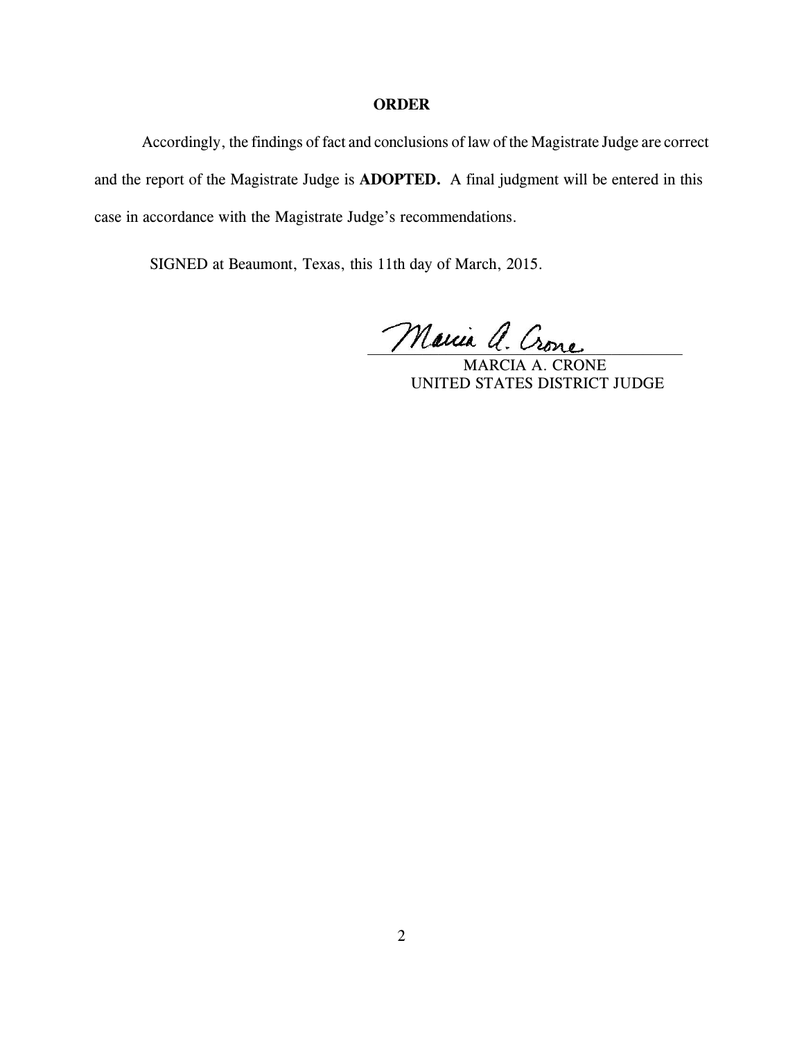**ORDER**

Accordingly, the findings of fact and conclusions of law of the Magistrate Judge are correct and the report of the Magistrate Judge is **ADOPTED.** A final judgment will be entered in this case in accordance with the Magistrate Judge's recommendations.

SIGNED at Beaumont, Texas, this 11th day of March, 2015.

Marcia A. Crone

MARCIA A. CRONE
UNITED STATES DISTRICT JUDGE